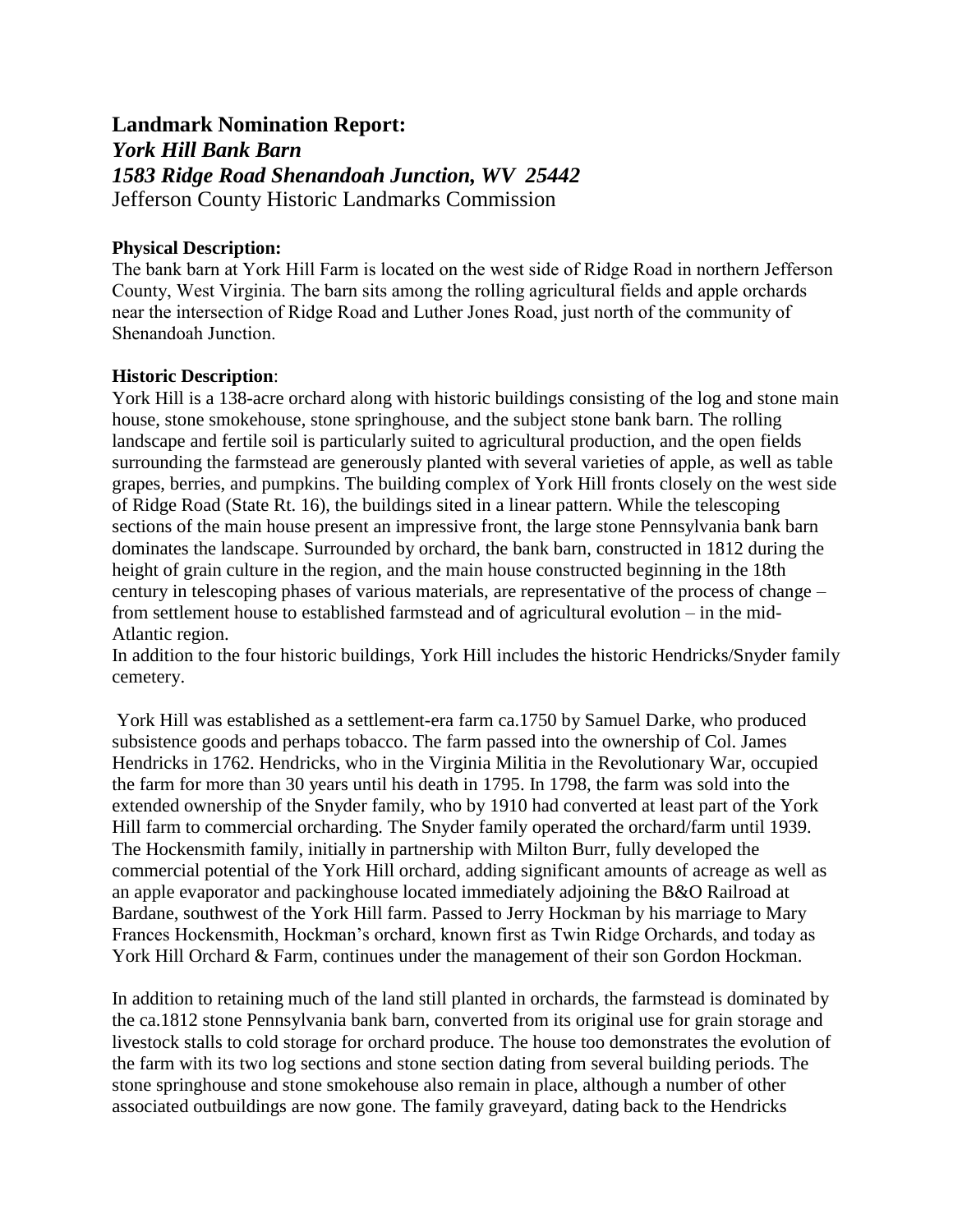## Landmark Nomination Report:

***York Hill Bank Barn***

***1583 Ridge Road Shenandoah Junction, WV 25442***

Jefferson County Historic Landmarks Commission

**Physical Description:**
The bank barn at York Hill Farm is located on the west side of Ridge Road in northern Jefferson County, West Virginia. The barn sits among the rolling agricultural fields and apple orchards near the intersection of Ridge Road and Luther Jones Road, just north of the community of Shenandoah Junction.

**Historic Description**:
York Hill is a 138-acre orchard along with historic buildings consisting of the log and stone main house, stone smokehouse, stone springhouse, and the subject stone bank barn. The rolling landscape and fertile soil is particularly suited to agricultural production, and the open fields surrounding the farmstead are generously planted with several varieties of apple, as well as table grapes, berries, and pumpkins. The building complex of York Hill fronts closely on the west side of Ridge Road (State Rt. 16), the buildings sited in a linear pattern. While the telescoping sections of the main house present an impressive front, the large stone Pennsylvania bank barn dominates the landscape. Surrounded by orchard, the bank barn, constructed in 1812 during the height of grain culture in the region, and the main house constructed beginning in the 18th century in telescoping phases of various materials, are representative of the process of change – from settlement house to established farmstead and of agricultural evolution – in the mid-Atlantic region.
In addition to the four historic buildings, York Hill includes the historic Hendricks/Snyder family cemetery.

York Hill was established as a settlement-era farm ca.1750 by Samuel Darke, who produced subsistence goods and perhaps tobacco. The farm passed into the ownership of Col. James Hendricks in 1762. Hendricks, who in the Virginia Militia in the Revolutionary War, occupied the farm for more than 30 years until his death in 1795. In 1798, the farm was sold into the extended ownership of the Snyder family, who by 1910 had converted at least part of the York Hill farm to commercial orcharding. The Snyder family operated the orchard/farm until 1939. The Hockensmith family, initially in partnership with Milton Burr, fully developed the commercial potential of the York Hill orchard, adding significant amounts of acreage as well as an apple evaporator and packinghouse located immediately adjoining the B&O Railroad at Bardane, southwest of the York Hill farm. Passed to Jerry Hockman by his marriage to Mary Frances Hockensmith, Hockman's orchard, known first as Twin Ridge Orchards, and today as York Hill Orchard & Farm, continues under the management of their son Gordon Hockman.

In addition to retaining much of the land still planted in orchards, the farmstead is dominated by the ca.1812 stone Pennsylvania bank barn, converted from its original use for grain storage and livestock stalls to cold storage for orchard produce. The house too demonstrates the evolution of the farm with its two log sections and stone section dating from several building periods. The stone springhouse and stone smokehouse also remain in place, although a number of other associated outbuildings are now gone. The family graveyard, dating back to the Hendricks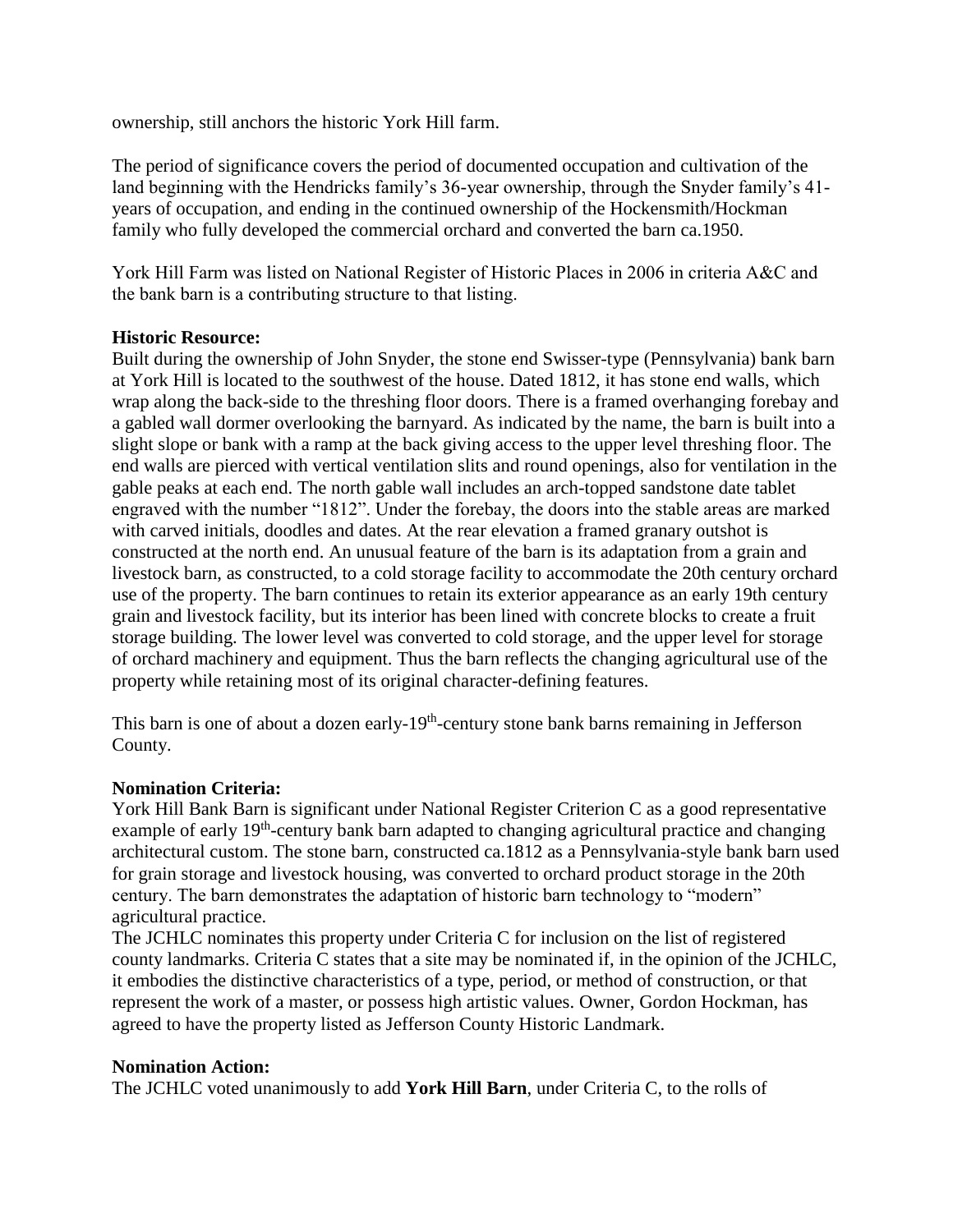ownership, still anchors the historic York Hill farm.

The period of significance covers the period of documented occupation and cultivation of the land beginning with the Hendricks family's 36-year ownership, through the Snyder family's 41-years of occupation, and ending in the continued ownership of the Hockensmith/Hockman family who fully developed the commercial orchard and converted the barn ca.1950.

York Hill Farm was listed on National Register of Historic Places in 2006 in criteria A&C and the bank barn is a contributing structure to that listing.

**Historic Resource:**
Built during the ownership of John Snyder, the stone end Swisser-type (Pennsylvania) bank barn at York Hill is located to the southwest of the house. Dated 1812, it has stone end walls, which wrap along the back-side to the threshing floor doors. There is a framed overhanging forebay and a gabled wall dormer overlooking the barnyard. As indicated by the name, the barn is built into a slight slope or bank with a ramp at the back giving access to the upper level threshing floor. The end walls are pierced with vertical ventilation slits and round openings, also for ventilation in the gable peaks at each end. The north gable wall includes an arch-topped sandstone date tablet engraved with the number "1812". Under the forebay, the doors into the stable areas are marked with carved initials, doodles and dates. At the rear elevation a framed granary outshot is constructed at the north end. An unusual feature of the barn is its adaptation from a grain and livestock barn, as constructed, to a cold storage facility to accommodate the 20th century orchard use of the property. The barn continues to retain its exterior appearance as an early 19th century grain and livestock facility, but its interior has been lined with concrete blocks to create a fruit storage building. The lower level was converted to cold storage, and the upper level for storage of orchard machinery and equipment. Thus the barn reflects the changing agricultural use of the property while retaining most of its original character-defining features.

This barn is one of about a dozen early-19th-century stone bank barns remaining in Jefferson County.

**Nomination Criteria:**
York Hill Bank Barn is significant under National Register Criterion C as a good representative example of early 19th-century bank barn adapted to changing agricultural practice and changing architectural custom. The stone barn, constructed ca.1812 as a Pennsylvania-style bank barn used for grain storage and livestock housing, was converted to orchard product storage in the 20th century. The barn demonstrates the adaptation of historic barn technology to "modern" agricultural practice.
The JCHLC nominates this property under Criteria C for inclusion on the list of registered county landmarks. Criteria C states that a site may be nominated if, in the opinion of the JCHLC, it embodies the distinctive characteristics of a type, period, or method of construction, or that represent the work of a master, or possess high artistic values. Owner, Gordon Hockman, has agreed to have the property listed as Jefferson County Historic Landmark.

**Nomination Action:**
The JCHLC voted unanimously to add **York Hill Barn**, under Criteria C, to the rolls of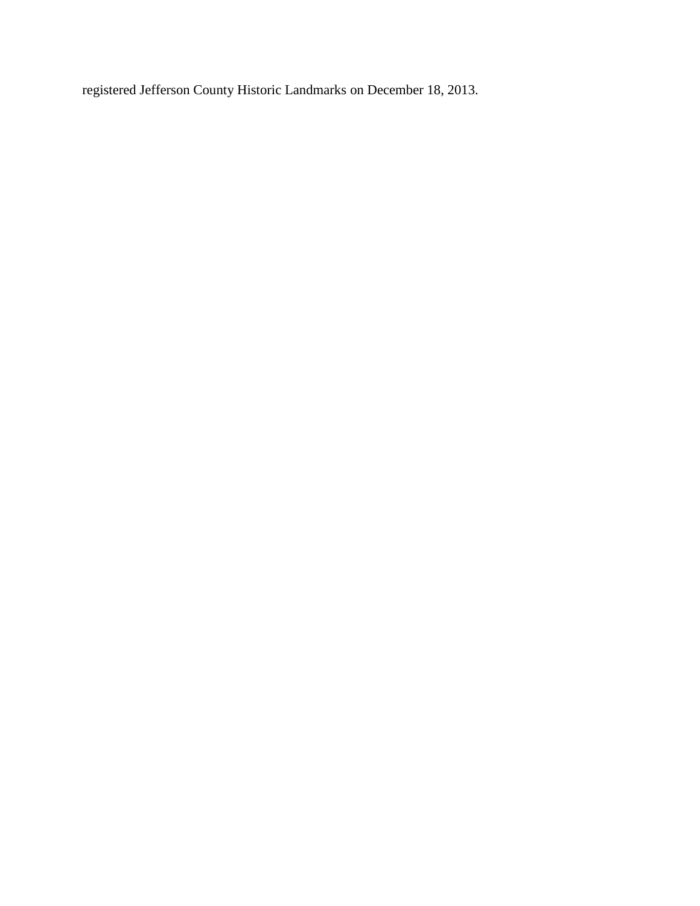registered Jefferson County Historic Landmarks on December 18, 2013.